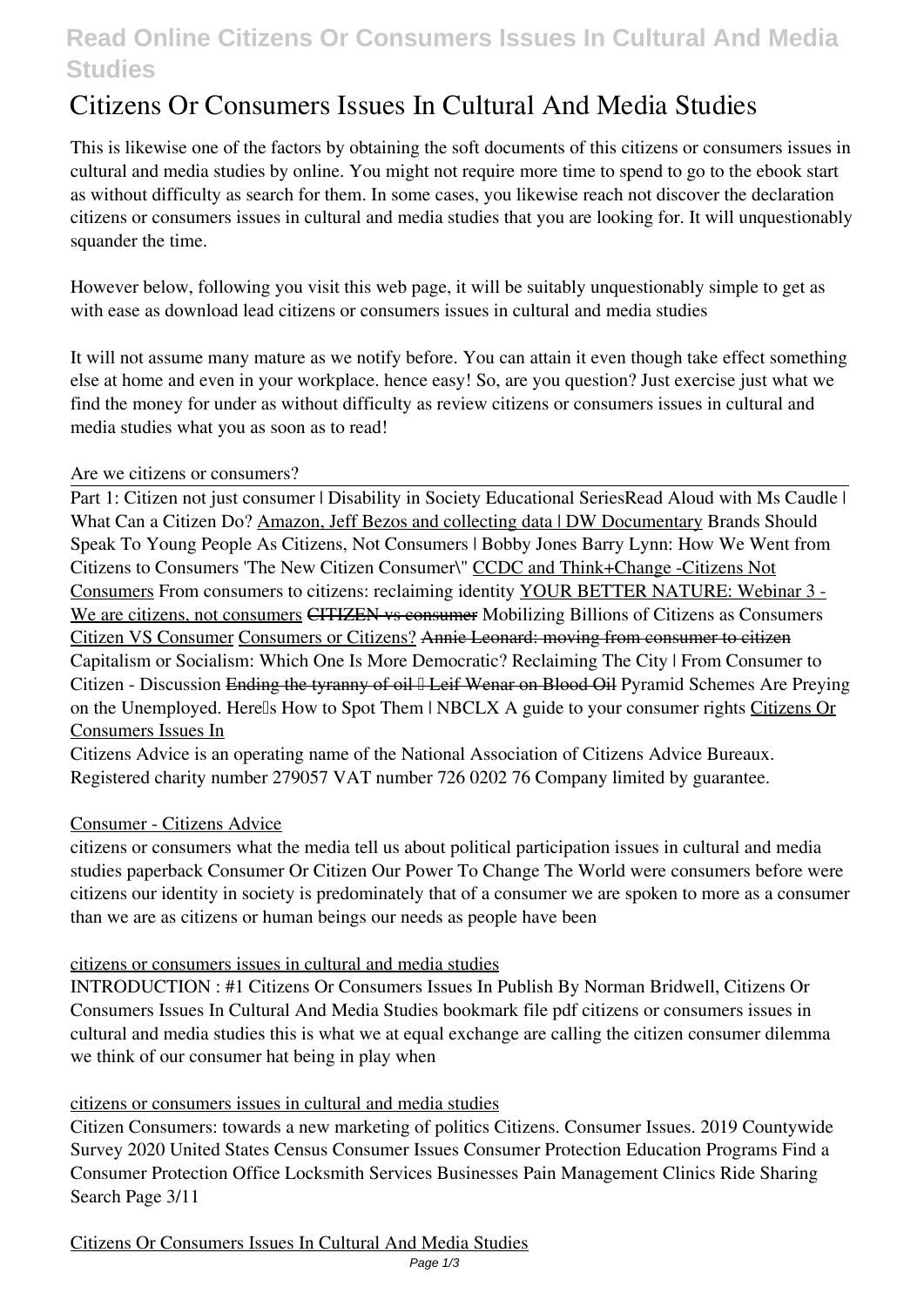# Citizens Or Consumers Issues In Cultural And Media Studies

This is likewise one of the factors by obtaining the soft documents of this citizens or consumers issues in cultural and media studies by online. You might not require more time to spend to go to the ebook start as without difficulty as search for them. In some cases, you likewise reach not discover the declaration citizens or consumers issues in cultural and media studies that you are looking for. It will unquestionably squander the time.

However below, following you visit this web page, it will be suitably unquestionably simple to get as with ease as download lead citizens or consumers issues in cultural and media studies

It will not assume many mature as we notify before. You can attain it even though take effect something else at home and even in your workplace. hence easy! So, are you question? Just exercise just what we find the money for under as without difficulty as review citizens or consumers issues in cultural and media studies what you as soon as to read!

*Are we citizens or consumers?*

Part 1: Citizen not just consumer | Disability in Society Educational Series *Read Aloud with Ms Caudle | What Can a Citizen Do?* Amazon, Jeff Bezos and collecting data | DW Documentary *Brands Should Speak To Young People As Citizens, Not Consumers | Bobby Jones* *Barry Lynn: How We Went from Citizens to Consumers* *'The New Citizen Consumer\"* CCDC and Think+Change -Citizens Not Consumers *From consumers to citizens: reclaiming identity* YOUR BETTER NATURE: Webinar 3 - We are citizens, not consumers ~~CITIZEN vs consumer~~ *Mobilizing Billions of Citizens as Consumers* Citizen VS Consumer Consumers or Citizens? ~~Annie Leonard: moving from consumer to citizen~~ *Capitalism or Socialism: Which One Is More Democratic?* *Reclaiming The City | From Consumer to Citizen - Discussion* ~~Ending the tyranny of oil – Leif Wenar on Blood Oil~~ *Pyramid Schemes Are Preying on the Unemployed. Here's How to Spot Them | NBCLX* *A guide to your consumer rights* Citizens Or Consumers Issues In

Citizens Advice is an operating name of the National Association of Citizens Advice Bureaux. Registered charity number 279057 VAT number 726 0202 76 Company limited by guarantee.

## Consumer - Citizens Advice

citizens or consumers what the media tell us about political participation issues in cultural and media studies paperback Consumer Or Citizen Our Power To Change The World were consumers before were citizens our identity in society is predominately that of a consumer we are spoken to more as a consumer than we are as citizens or human beings our needs as people have been

## citizens or consumers issues in cultural and media studies

INTRODUCTION : #1 Citizens Or Consumers Issues In Publish By Norman Bridwell, Citizens Or Consumers Issues In Cultural And Media Studies bookmark file pdf citizens or consumers issues in cultural and media studies this is what we at equal exchange are calling the citizen consumer dilemma we think of our consumer hat being in play when

## citizens or consumers issues in cultural and media studies

Citizen Consumers: towards a new marketing of politics Citizens. Consumer Issues. 2019 Countywide Survey 2020 United States Census Consumer Issues Consumer Protection Education Programs Find a Consumer Protection Office Locksmith Services Businesses Pain Management Clinics Ride Sharing Search Page 3/11

## Citizens Or Consumers Issues In Cultural And Media Studies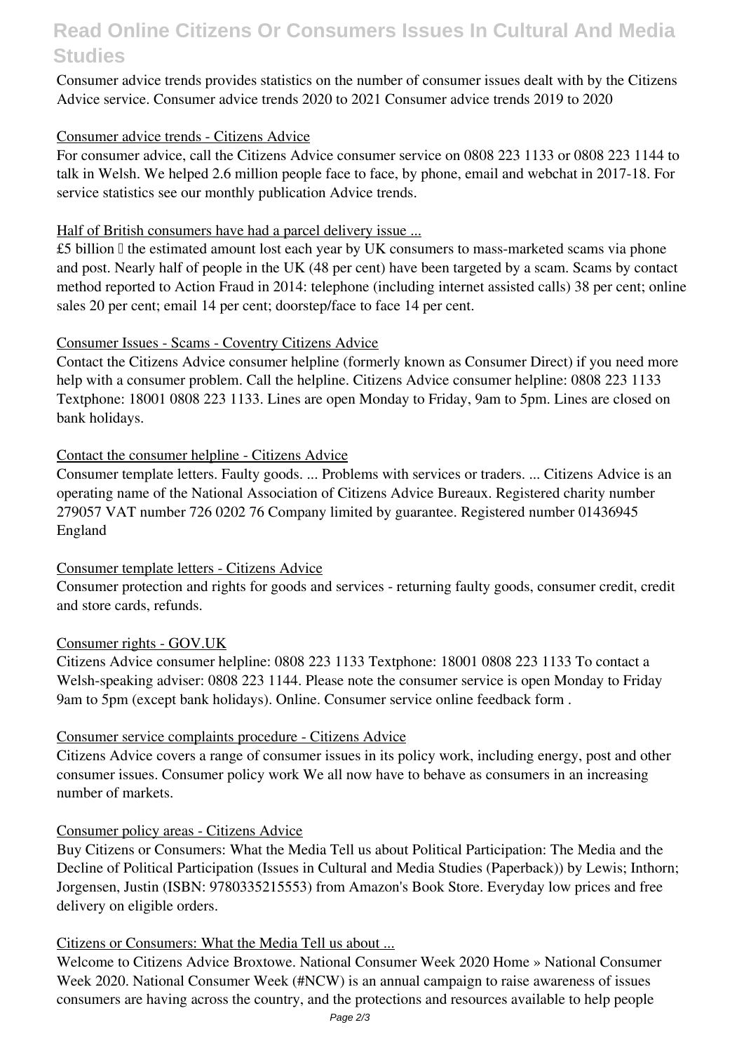Consumer advice trends provides statistics on the number of consumer issues dealt with by the Citizens Advice service. Consumer advice trends 2020 to 2021 Consumer advice trends 2019 to 2020

Consumer advice trends - Citizens Advice

For consumer advice, call the Citizens Advice consumer service on 0808 223 1133 or 0808 223 1144 to talk in Welsh. We helped 2.6 million people face to face, by phone, email and webchat in 2017-18. For service statistics see our monthly publication Advice trends.

Half of British consumers have had a parcel delivery issue ...

£5 billion – the estimated amount lost each year by UK consumers to mass-marketed scams via phone and post. Nearly half of people in the UK (48 per cent) have been targeted by a scam. Scams by contact method reported to Action Fraud in 2014: telephone (including internet assisted calls) 38 per cent; online sales 20 per cent; email 14 per cent; doorstep/face to face 14 per cent.

Consumer Issues - Scams - Coventry Citizens Advice

Contact the Citizens Advice consumer helpline (formerly known as Consumer Direct) if you need more help with a consumer problem. Call the helpline. Citizens Advice consumer helpline: 0808 223 1133 Textphone: 18001 0808 223 1133. Lines are open Monday to Friday, 9am to 5pm. Lines are closed on bank holidays.

Contact the consumer helpline - Citizens Advice

Consumer template letters. Faulty goods. ... Problems with services or traders. ... Citizens Advice is an operating name of the National Association of Citizens Advice Bureaux. Registered charity number 279057 VAT number 726 0202 76 Company limited by guarantee. Registered number 01436945 England

Consumer template letters - Citizens Advice

Consumer protection and rights for goods and services - returning faulty goods, consumer credit, credit and store cards, refunds.

Consumer rights - GOV.UK

Citizens Advice consumer helpline: 0808 223 1133 Textphone: 18001 0808 223 1133 To contact a Welsh-speaking adviser: 0808 223 1144. Please note the consumer service is open Monday to Friday 9am to 5pm (except bank holidays). Online. Consumer service online feedback form .

Consumer service complaints procedure - Citizens Advice

Citizens Advice covers a range of consumer issues in its policy work, including energy, post and other consumer issues. Consumer policy work We all now have to behave as consumers in an increasing number of markets.

Consumer policy areas - Citizens Advice

Buy Citizens or Consumers: What the Media Tell us about Political Participation: The Media and the Decline of Political Participation (Issues in Cultural and Media Studies (Paperback)) by Lewis; Inthorn; Jorgensen, Justin (ISBN: 9780335215553) from Amazon's Book Store. Everyday low prices and free delivery on eligible orders.

Citizens or Consumers: What the Media Tell us about ...

Welcome to Citizens Advice Broxtowe. National Consumer Week 2020 Home » National Consumer Week 2020. National Consumer Week (#NCW) is an annual campaign to raise awareness of issues consumers are having across the country, and the protections and resources available to help people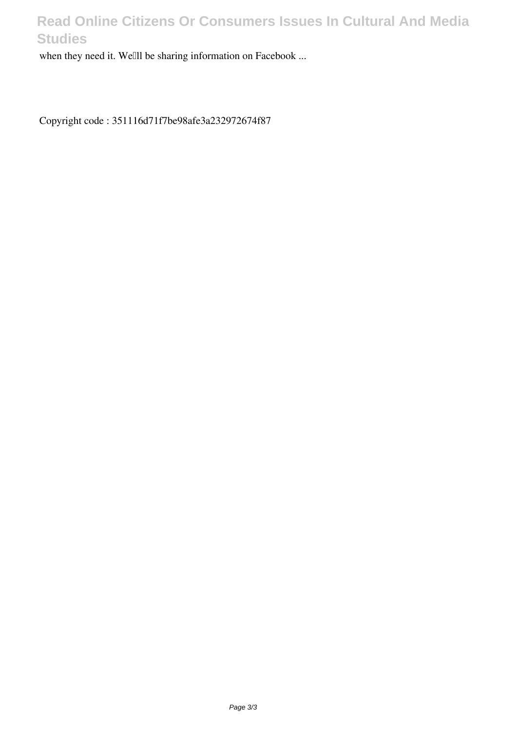when they need it. We'll be sharing information on Facebook ...

Copyright code : 351116d71f7be98afe3a232972674f87